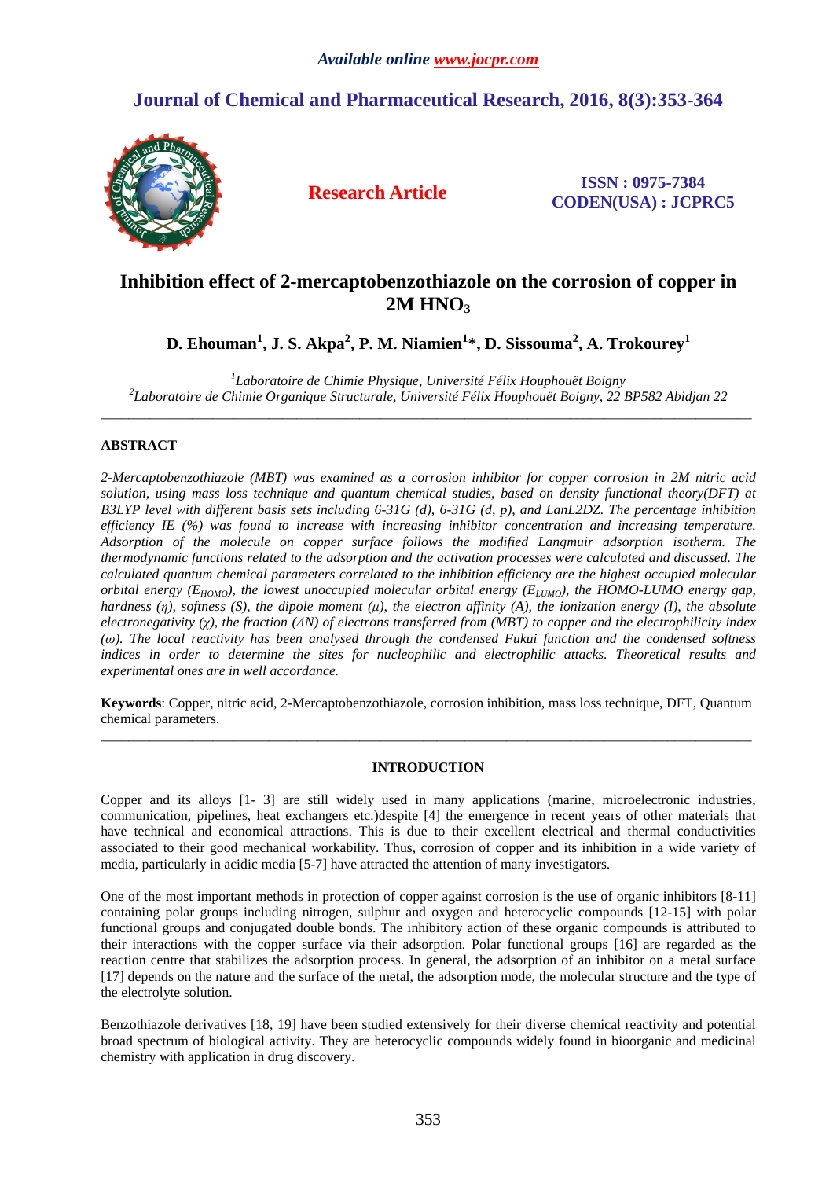# Inhibition effect of 2-mercaptobenzothiazole on the corrosion of copper in 2M $HNO_3$

**D. Ehouman[1], J. S. Akpa[2], P. M. Niamien[1]*, D. Sissouma[2], A. Trokourey[1]**

[1]*Laboratoire de Chimie Physique, Université Félix Houphouët Boigny*
[2]*Laboratoire de Chimie Organique Structurale, Université Félix Houphouët Boigny, 22 BP582 Abidjan 22*

---

## ABSTRACT

*2-Mercaptobenzothiazole (MBT) was examined as a corrosion inhibitor for copper corrosion in 2M nitric acid solution, using mass loss technique and quantum chemical studies, based on density functional theory(DFT) at B3LYP level with different basis sets including 6-31G (d), 6-31G (d, p), and LanL2DZ. The percentage inhibition efficiency IE (%) was found to increase with increasing inhibitor concentration and increasing temperature. Adsorption of the molecule on copper surface follows the modified Langmuir adsorption isotherm. The thermodynamic functions related to the adsorption and the activation processes were calculated and discussed. The calculated quantum chemical parameters correlated to the inhibition efficiency are the highest occupied molecular orbital energy ($E_{HOMO}$), the lowest unoccupied molecular orbital energy ($E_{LUMO}$), the HOMO-LUMO energy gap, hardness ($\eta$), softness (S), the dipole moment ($\mu$), the electron affinity (A), the ionization energy (I), the absolute electronegativity ($\chi$), the fraction ($\Delta N$) of electrons transferred from (MBT) to copper and the electrophilicity index ($\omega$). The local reactivity has been analysed through the condensed Fukui function and the condensed softness indices in order to determine the sites for nucleophilic and electrophilic attacks. Theoretical results and experimental ones are in well accordance.*

**Keywords**: Copper, nitric acid, 2-Mercaptobenzothiazole, corrosion inhibition, mass loss technique, DFT, Quantum chemical parameters.

---

## INTRODUCTION

Copper and its alloys [1- 3] are still widely used in many applications (marine, microelectronic industries, communication, pipelines, heat exchangers etc.)despite [4] the emergence in recent years of other materials that have technical and economical attractions. This is due to their excellent electrical and thermal conductivities associated to their good mechanical workability. Thus, corrosion of copper and its inhibition in a wide variety of media, particularly in acidic media [5-7] have attracted the attention of many investigators.

One of the most important methods in protection of copper against corrosion is the use of organic inhibitors [8-11] containing polar groups including nitrogen, sulphur and oxygen and heterocyclic compounds [12-15] with polar functional groups and conjugated double bonds. The inhibitory action of these organic compounds is attributed to their interactions with the copper surface via their adsorption. Polar functional groups [16] are regarded as the reaction centre that stabilizes the adsorption process. In general, the adsorption of an inhibitor on a metal surface [17] depends on the nature and the surface of the metal, the adsorption mode, the molecular structure and the type of the electrolyte solution.

Benzothiazole derivatives [18, 19] have been studied extensively for their diverse chemical reactivity and potential broad spectrum of biological activity. They are heterocyclic compounds widely found in bioorganic and medicinal chemistry with application in drug discovery.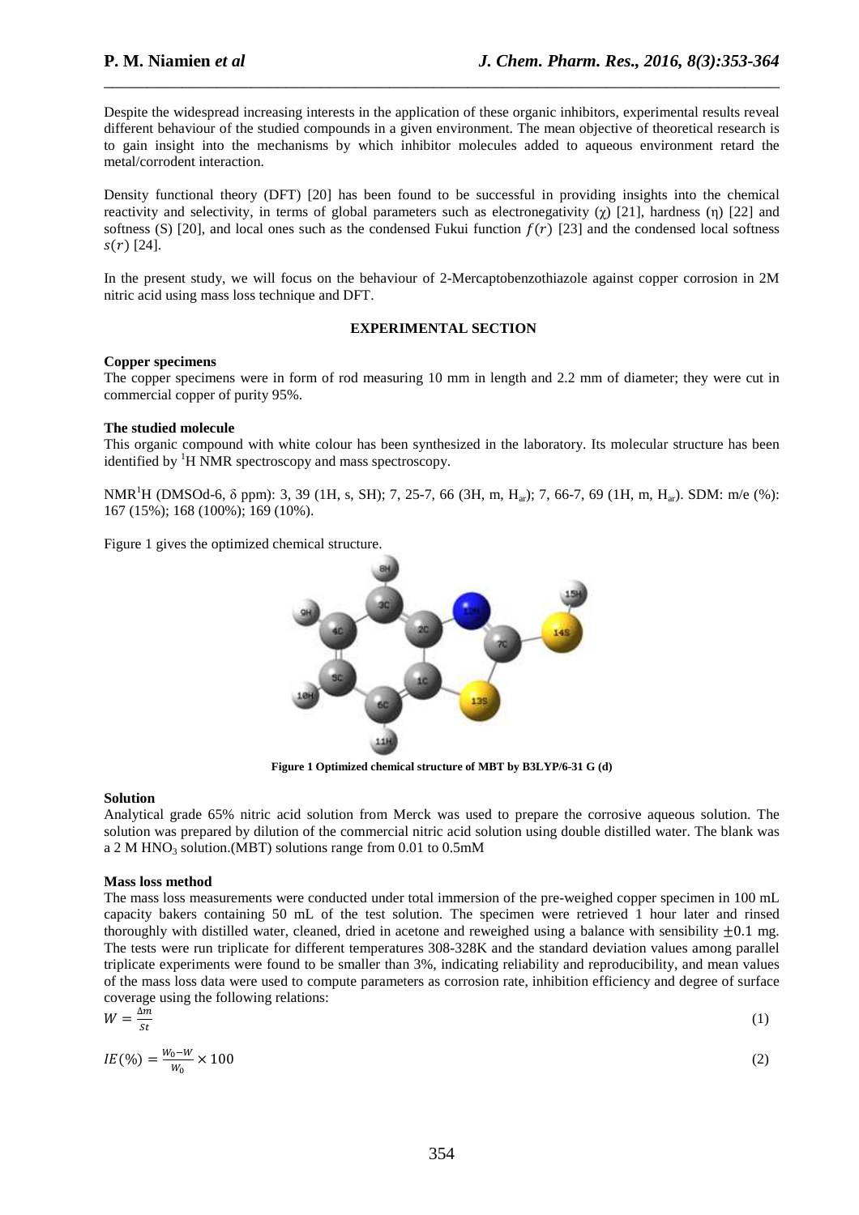Despite the widespread increasing interests in the application of these organic inhibitors, experimental results reveal different behaviour of the studied compounds in a given environment. The mean objective of theoretical research is to gain insight into the mechanisms by which inhibitor molecules added to aqueous environment retard the metal/corrodent interaction.

Density functional theory (DFT) [20] has been found to be successful in providing insights into the chemical reactivity and selectivity, in terms of global parameters such as electronegativity ($\chi$) [21], hardness ($\eta$) [22] and softness (S) [20], and local ones such as the condensed Fukui function $f(r)$ [23] and the condensed local softness $s(r)$ [24].

In the present study, we will focus on the behaviour of 2-Mercaptobenzothiazole against copper corrosion in 2M nitric acid using mass loss technique and DFT.

## EXPERIMENTAL SECTION

**Copper specimens**

The copper specimens were in form of rod measuring 10 mm in length and 2.2 mm of diameter; they were cut in commercial copper of purity 95%.

**The studied molecule**

This organic compound with white colour has been synthesized in the laboratory. Its molecular structure has been identified by $^1$H NMR spectroscopy and mass spectroscopy.

NMR$^1$H (DMSOd-6, δ ppm): 3, 39 (1H, s, SH); 7, 25-7, 66 (3H, m, $H_{ar}$); 7, 66-7, 69 (1H, m, $H_{ar}$). SDM: m/e (%): 167 (15%); 168 (100%); 169 (10%).

Figure 1 gives the optimized chemical structure.

**Figure 1 Optimized chemical structure of MBT by B3LYP/6-31 G (d)**

**Solution**

Analytical grade 65% nitric acid solution from Merck was used to prepare the corrosive aqueous solution. The solution was prepared by dilution of the commercial nitric acid solution using double distilled water. The blank was a 2 M $HNO_3$ solution.(MBT) solutions range from 0.01 to 0.5mM

**Mass loss method**

The mass loss measurements were conducted under total immersion of the pre-weighed copper specimen in 100 mL capacity bakers containing 50 mL of the test solution. The specimen were retrieved 1 hour later and rinsed thoroughly with distilled water, cleaned, dried in acetone and reweighed using a balance with sensibility $\pm 0.1$ mg. The tests were run triplicate for different temperatures 308-328K and the standard deviation values among parallel triplicate experiments were found to be smaller than 3%, indicating reliability and reproducibility, and mean values of the mass loss data were used to compute parameters as corrosion rate, inhibition efficiency and degree of surface coverage using the following relations:

$$W = \frac{\Delta m}{St} \quad (1)$$

$$IE(\%) = \frac{W_0 - W}{W_0} \times 100 \quad (2)$$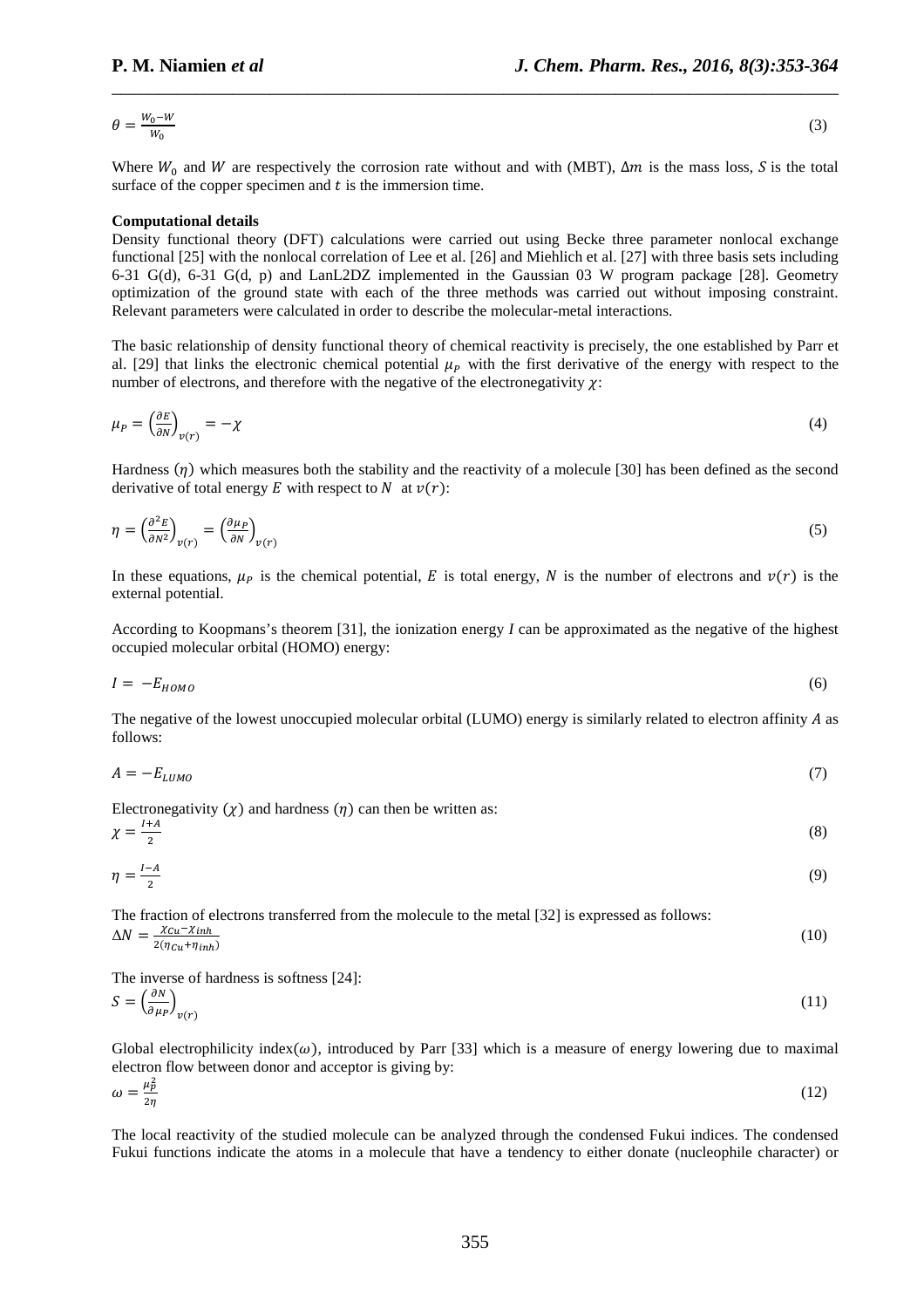$$\theta = \frac{W_0 - W}{W_0} \tag{3}$$

Where $W_0$ and $W$ are respectively the corrosion rate without and with (MBT), $\Delta m$ is the mass loss, $S$ is the total surface of the copper specimen and $t$ is the immersion time.

**Computational details**

Density functional theory (DFT) calculations were carried out using Becke three parameter nonlocal exchange functional [25] with the nonlocal correlation of Lee et al. [26] and Miehlich et al. [27] with three basis sets including 6-31 G(d), 6-31 G(d, p) and LanL2DZ implemented in the Gaussian 03 W program package [28]. Geometry optimization of the ground state with each of the three methods was carried out without imposing constraint. Relevant parameters were calculated in order to describe the molecular-metal interactions.

The basic relationship of density functional theory of chemical reactivity is precisely, the one established by Parr et al. [29] that links the electronic chemical potential $\mu_P$ with the first derivative of the energy with respect to the number of electrons, and therefore with the negative of the electronegativity $\chi$:

$$\mu_P = \left(\frac{\partial E}{\partial N}\right)_{v(r)} = -\chi \tag{4}$$

Hardness $(\eta)$ which measures both the stability and the reactivity of a molecule [30] has been defined as the second derivative of total energy $E$ with respect to $N$ at $v(r)$:

$$\eta = \left(\frac{\partial^2 E}{\partial N^2}\right)_{v(r)} = \left(\frac{\partial \mu_P}{\partial N}\right)_{v(r)} \tag{5}$$

In these equations, $\mu_P$ is the chemical potential, $E$ is total energy, $N$ is the number of electrons and $v(r)$ is the external potential.

According to Koopmans's theorem [31], the ionization energy *I* can be approximated as the negative of the highest occupied molecular orbital (HOMO) energy:

$$I = -E_{HOMO} \tag{6}$$

The negative of the lowest unoccupied molecular orbital (LUMO) energy is similarly related to electron affinity $A$ as follows:

$$A = -E_{LUMO} \tag{7}$$

Electronegativity $(\chi)$ and hardness $(\eta)$ can then be written as:

$$\chi = \frac{I + A}{2} \tag{8}$$

$$\eta = \frac{I - A}{2} \tag{9}$$

The fraction of electrons transferred from the molecule to the metal [32] is expressed as follows:

$$\Delta N = \frac{\chi_{Cu} - \chi_{inh}}{2(\eta_{Cu} + \eta_{inh})} \tag{10}$$

The inverse of hardness is softness [24]:

$$S = \left(\frac{\partial N}{\partial \mu_P}\right)_{v(r)} \tag{11}$$

Global electrophilicity index$(\omega)$, introduced by Parr [33] which is a measure of energy lowering due to maximal electron flow between donor and acceptor is giving by:

$$\omega = \frac{\mu_P^2}{2\eta} \tag{12}$$

The local reactivity of the studied molecule can be analyzed through the condensed Fukui indices. The condensed Fukui functions indicate the atoms in a molecule that have a tendency to either donate (nucleophile character) or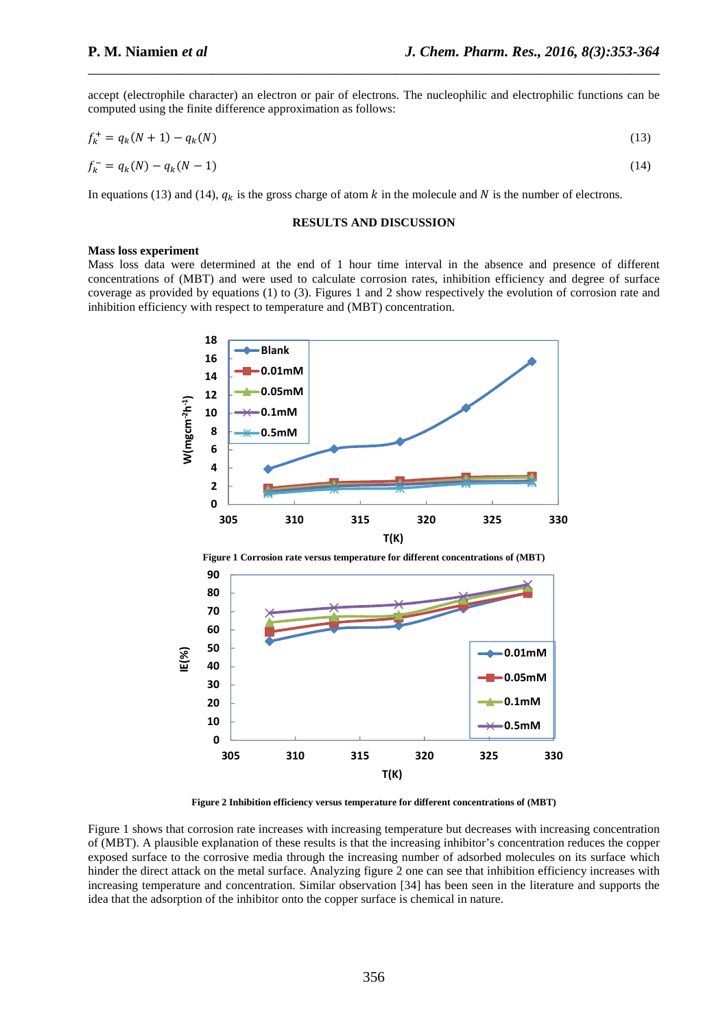accept (electrophile character) an electron or pair of electrons. The nucleophilic and electrophilic functions can be computed using the finite difference approximation as follows:

$$f_k^+ = q_k(N+1) - q_k(N) \tag{13}$$

$$f_k^- = q_k(N) - q_k(N-1) \tag{14}$$

In equations (13) and (14), $q_k$ is the gross charge of atom $k$ in the molecule and $N$ is the number of electrons.

## RESULTS AND DISCUSSION

### Mass loss experiment

Mass loss data were determined at the end of 1 hour time interval in the absence and presence of different concentrations of (MBT) and were used to calculate corrosion rates, inhibition efficiency and degree of surface coverage as provided by equations (1) to (3). Figures 1 and 2 show respectively the evolution of corrosion rate and inhibition efficiency with respect to temperature and (MBT) concentration.

**Figure 1 Corrosion rate versus temperature for different concentrations of (MBT)**

**Figure 2 Inhibition efficiency versus temperature for different concentrations of (MBT)**

Figure 1 shows that corrosion rate increases with increasing temperature but decreases with increasing concentration of (MBT). A plausible explanation of these results is that the increasing inhibitor's concentration reduces the copper exposed surface to the corrosive media through the increasing number of adsorbed molecules on its surface which hinder the direct attack on the metal surface. Analyzing figure 2 one can see that inhibition efficiency increases with increasing temperature and concentration. Similar observation [34] has been seen in the literature and supports the idea that the adsorption of the inhibitor onto the copper surface is chemical in nature.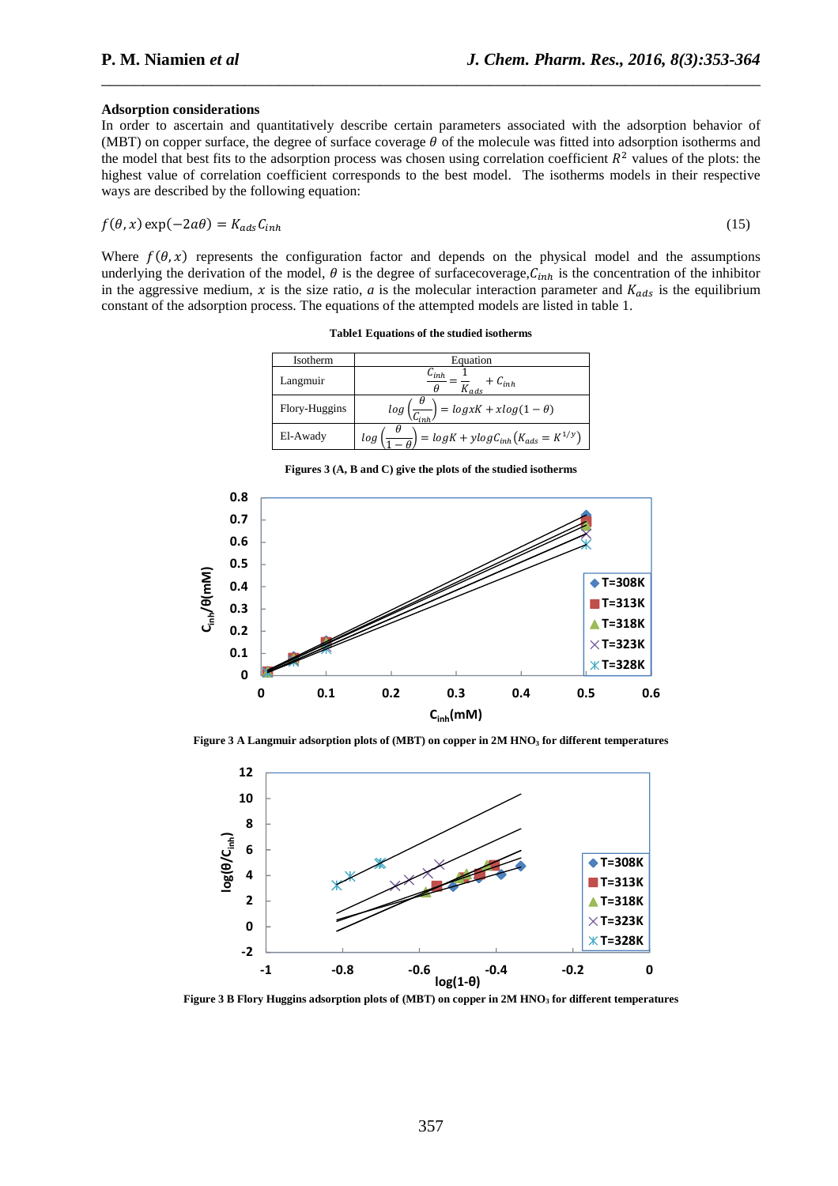### Adsorption considerations

In order to ascertain and quantitatively describe certain parameters associated with the adsorption behavior of (MBT) on copper surface, the degree of surface coverage $\theta$ of the molecule was fitted into adsorption isotherms and the model that best fits to the adsorption process was chosen using correlation coefficient $R^2$ values of the plots: the highest value of correlation coefficient corresponds to the best model. The isotherms models in their respective ways are described by the following equation:

$$f(\theta, x)\exp(-2a\theta) = K_{ads}C_{inh} \tag{15}$$

Where $f(\theta, x)$ represents the configuration factor and depends on the physical model and the assumptions underlying the derivation of the model, $\theta$ is the degree of surfacecoverage,$C_{inh}$ is the concentration of the inhibitor in the aggressive medium, $x$ is the size ratio, $a$ is the molecular interaction parameter and $K_{ads}$ is the equilibrium constant of the adsorption process. The equations of the attempted models are listed in table 1.

**Table1 Equations of the studied isotherms**

| Isotherm | Equation |
|---|---|
| Langmuir | $\frac{C_{inh}}{\theta} = \frac{1}{K_{ads}} + C_{inh}$ |
| Flory-Huggins | $log\left(\frac{\theta}{C_{inh}}\right) = logxK + xlog(1-\theta)$ |
| El-Awady | $log\left(\frac{\theta}{1-\theta}\right) = logK + ylogC_{inh}\left(K_{ads} = K^{1/y}\right)$ |

**Figures 3 (A, B and C) give the plots of the studied isotherms**

**Figure 3 A Langmuir adsorption plots of (MBT) on copper in 2M $HNO_3$ for different temperatures**

**Figure 3 B Flory Huggins adsorption plots of (MBT) on copper in 2M $HNO_3$ for different temperatures**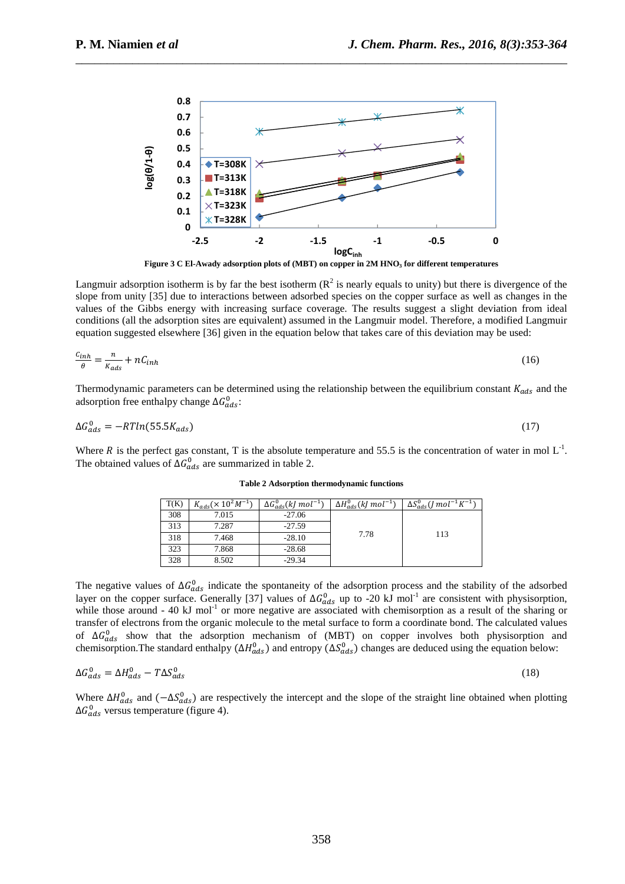Figure 3 C El-Awady adsorption plots of (MBT) on copper in 2M $HNO_3$ for different temperatures

Langmuir adsorption isotherm is by far the best isotherm ($R^2$ is nearly equals to unity) but there is divergence of the slope from unity [35] due to interactions between adsorbed species on the copper surface as well as changes in the values of the Gibbs energy with increasing surface coverage. The results suggest a slight deviation from ideal conditions (all the adsorption sites are equivalent) assumed in the Langmuir model. Therefore, a modified Langmuir equation suggested elsewhere [36] given in the equation below that takes care of this deviation may be used:

$$\frac{C_{inh}}{\theta} = \frac{n}{K_{ads}} + nC_{inh} \tag{16}$$

Thermodynamic parameters can be determined using the relationship between the equilibrium constant $K_{ads}$ and the adsorption free enthalpy change $\Delta G^0_{ads}$:

$$\Delta G^0_{ads} = -RTln(55.5K_{ads}) \tag{17}$$

Where $R$ is the perfect gas constant, T is the absolute temperature and 55.5 is the concentration of water in mol $L^{-1}$. The obtained values of $\Delta G^0_{ads}$ are summarized in table 2.

**Table 2 Adsorption thermodynamic functions**

| T(K) | $K_{ads}(\times 10^2 M^{-1})$ | $\Delta G^0_{ads}(kJ\ mol^{-1})$ | $\Delta H^0_{ads}(kJ\ mol^{-1})$ | $\Delta S^0_{ads}(J\ mol^{-1} K^{-1})$ |
|---|---|---|---|---|
| 308 | 7.015 | -27.06 | 7.78 | 113 |
| 313 | 7.287 | -27.59 | | |
| 318 | 7.468 | -28.10 | | |
| 323 | 7.868 | -28.68 | | |
| 328 | 8.502 | -29.34 | | |

The negative values of $\Delta G^0_{ads}$ indicate the spontaneity of the adsorption process and the stability of the adsorbed layer on the copper surface. Generally [37] values of $\Delta G^0_{ads}$ up to -20 kJ $mol^{-1}$ are consistent with physisorption, while those around - 40 kJ $mol^{-1}$ or more negative are associated with chemisorption as a result of the sharing or transfer of electrons from the organic molecule to the metal surface to form a coordinate bond. The calculated values of $\Delta G^0_{ads}$ show that the adsorption mechanism of (MBT) on copper involves both physisorption and chemisorption.The standard enthalpy ($\Delta H^0_{ads}$) and entropy ($\Delta S^0_{ads}$) changes are deduced using the equation below:

$$\Delta G^0_{ads} = \Delta H^0_{ads} - T\Delta S^0_{ads} \tag{18}$$

Where $\Delta H^0_{ads}$ and ($-\Delta S^0_{ads}$) are respectively the intercept and the slope of the straight line obtained when plotting $\Delta G^0_{ads}$ versus temperature (figure 4).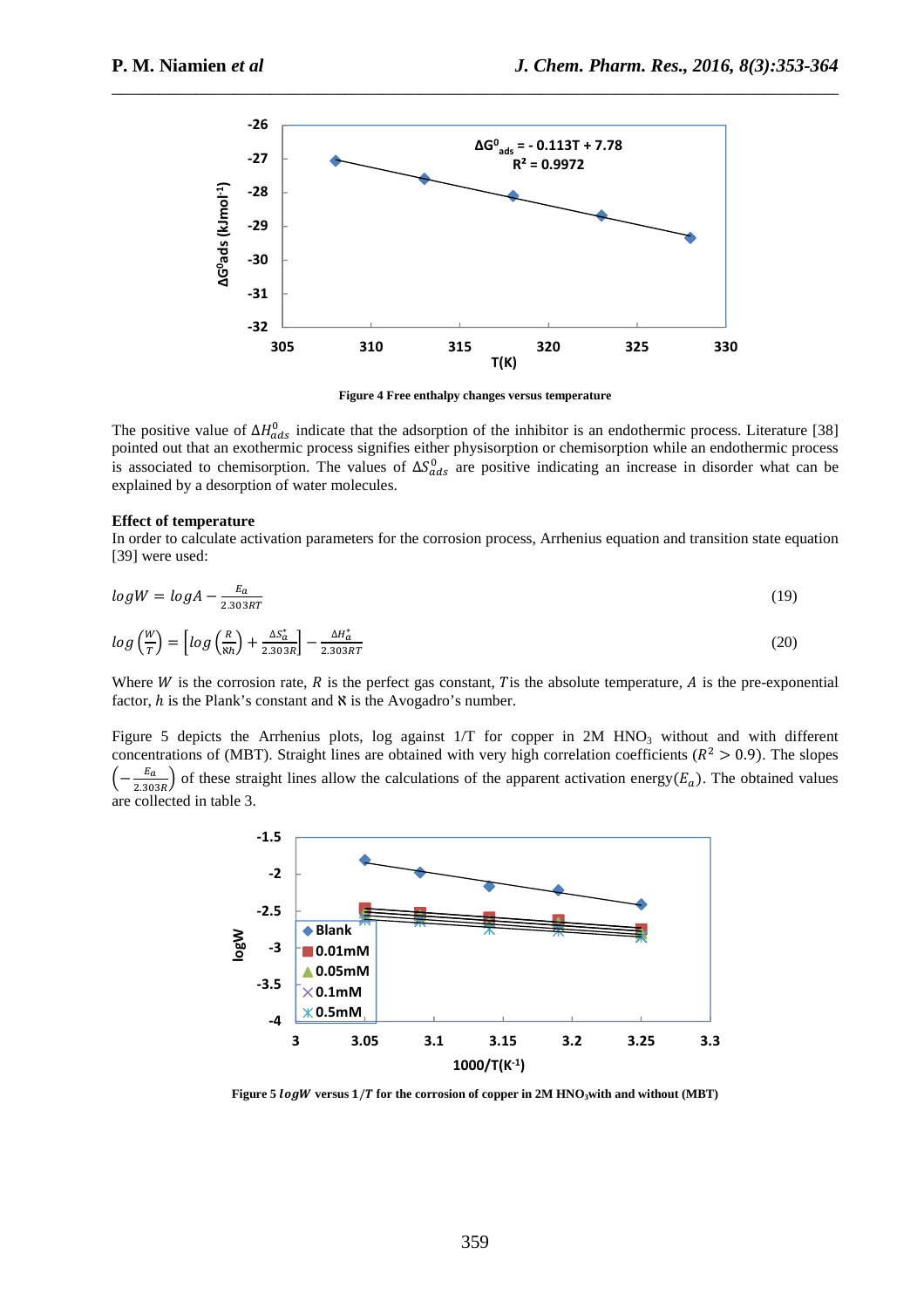Figure 4 Free enthalpy changes versus temperature

The positive value of $\Delta H^0_{ads}$ indicate that the adsorption of the inhibitor is an endothermic process. Literature [38] pointed out that an exothermic process signifies either physisorption or chemisorption while an endothermic process is associated to chemisorption. The values of $\Delta S^0_{ads}$ are positive indicating an increase in disorder what can be explained by a desorption of water molecules.

**Effect of temperature**

In order to calculate activation parameters for the corrosion process, Arrhenius equation and transition state equation [39] were used:

$$logW = logA - \frac{E_a}{2.303RT} \tag{19}$$

$$log\left(\frac{W}{T}\right) = \left[log\left(\frac{R}{\aleph h}\right) + \frac{\Delta S_a^*}{2.303R}\right] - \frac{\Delta H_a^*}{2.303RT} \tag{20}$$

Where $W$ is the corrosion rate, $R$ is the perfect gas constant, $T$ is the absolute temperature, $A$ is the pre-exponential factor, $h$ is the Plank's constant and $\aleph$ is the Avogadro's number.

Figure 5 depicts the Arrhenius plots, log against 1/T for copper in 2M $HNO_3$ without and with different concentrations of (MBT). Straight lines are obtained with very high correlation coefficients ($R^2 > 0.9$). The slopes $\left(-\frac{E_a}{2.303R}\right)$ of these straight lines allow the calculations of the apparent activation energy($E_a$). The obtained values are collected in table 3.

Figure 5 $logW$ versus $1/T$ for the corrosion of copper in 2M $HNO_3$ with and without (MBT)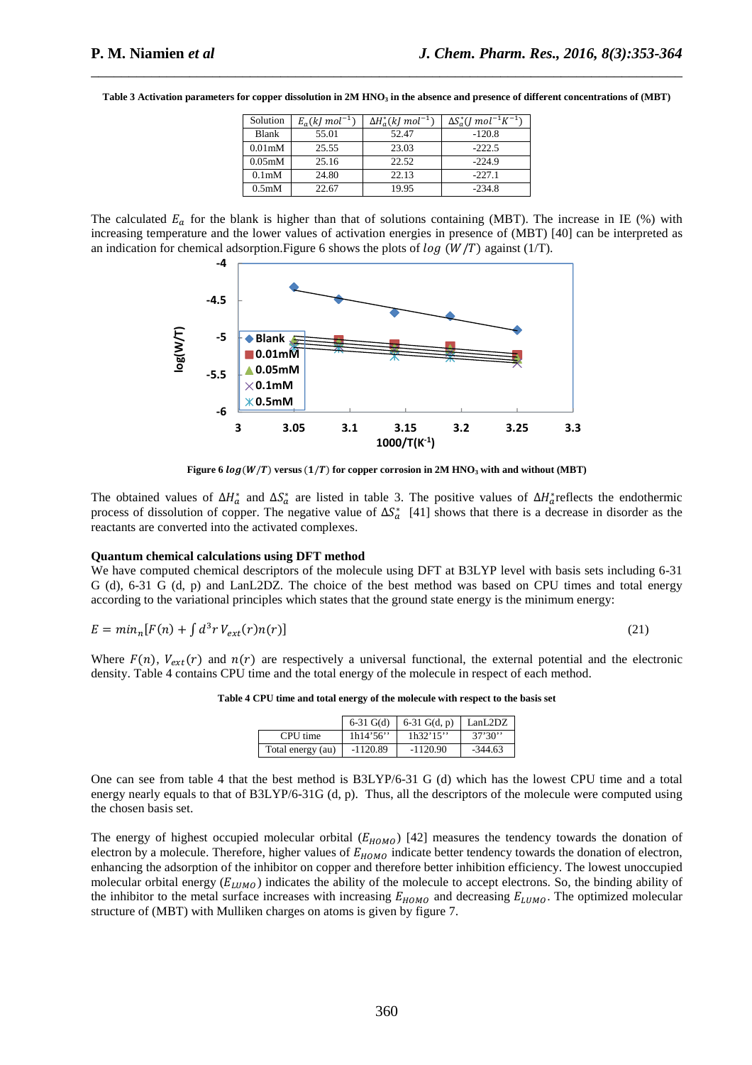**Table 3 Activation parameters for copper dissolution in 2M $HNO_3$ in the absence and presence of different concentrations of (MBT)**

| Solution | $E_a(kJ\ mol^{-1})$ | $\Delta H_a^*(kJ\ mol^{-1})$ | $\Delta S_a^*(J\ mol^{-1}K^{-1})$ |
|---|---|---|---|
| Blank | 55.01 | 52.47 | -120.8 |
| 0.01mM | 25.55 | 23.03 | -222.5 |
| 0.05mM | 25.16 | 22.52 | -224.9 |
| 0.1mM | 24.80 | 22.13 | -227.1 |
| 0.5mM | 22.67 | 19.95 | -234.8 |

The calculated $E_a$ for the blank is higher than that of solutions containing (MBT). The increase in IE (%) with increasing temperature and the lower values of activation energies in presence of (MBT) [40] can be interpreted as an indication for chemical adsorption.Figure 6 shows the plots of $log\ (W/T)$ against (1/T).

**Figure 6** $log(W/T)$ **versus** $(1/T)$ **for copper corrosion in 2M $HNO_3$ with and without (MBT)**

The obtained values of $\Delta H_a^*$ and $\Delta S_a^*$ are listed in table 3. The positive values of $\Delta H_a^*$reflects the endothermic process of dissolution of copper. The negative value of $\Delta S_a^*$ [41] shows that there is a decrease in disorder as the reactants are converted into the activated complexes.

**Quantum chemical calculations using DFT method**

We have computed chemical descriptors of the molecule using DFT at B3LYP level with basis sets including 6-31 G (d), 6-31 G (d, p) and LanL2DZ. The choice of the best method was based on CPU times and total energy according to the variational principles which states that the ground state energy is the minimum energy:

$$E = min_n[F(n) + \int d^3r\, V_{ext}(r)n(r)] \tag{21}$$

Where $F(n)$, $V_{ext}(r)$ and $n(r)$ are respectively a universal functional, the external potential and the electronic density. Table 4 contains CPU time and the total energy of the molecule in respect of each method.

**Table 4 CPU time and total energy of the molecule with respect to the basis set**

| | 6-31 G(d) | 6-31 G(d, p) | LanL2DZ |
|---|---|---|---|
| CPU time | 1h14'56'' | 1h32'15'' | 37'30'' |
| Total energy (au) | -1120.89 | -1120.90 | -344.63 |

One can see from table 4 that the best method is B3LYP/6-31 G (d) which has the lowest CPU time and a total energy nearly equals to that of B3LYP/6-31G (d, p). Thus, all the descriptors of the molecule were computed using the chosen basis set.

The energy of highest occupied molecular orbital ($E_{HOMO}$) [42] measures the tendency towards the donation of electron by a molecule. Therefore, higher values of $E_{HOMO}$ indicate better tendency towards the donation of electron, enhancing the adsorption of the inhibitor on copper and therefore better inhibition efficiency. The lowest unoccupied molecular orbital energy ($E_{LUMO}$) indicates the ability of the molecule to accept electrons. So, the binding ability of the inhibitor to the metal surface increases with increasing $E_{HOMO}$ and decreasing $E_{LUMO}$. The optimized molecular structure of (MBT) with Mulliken charges on atoms is given by figure 7.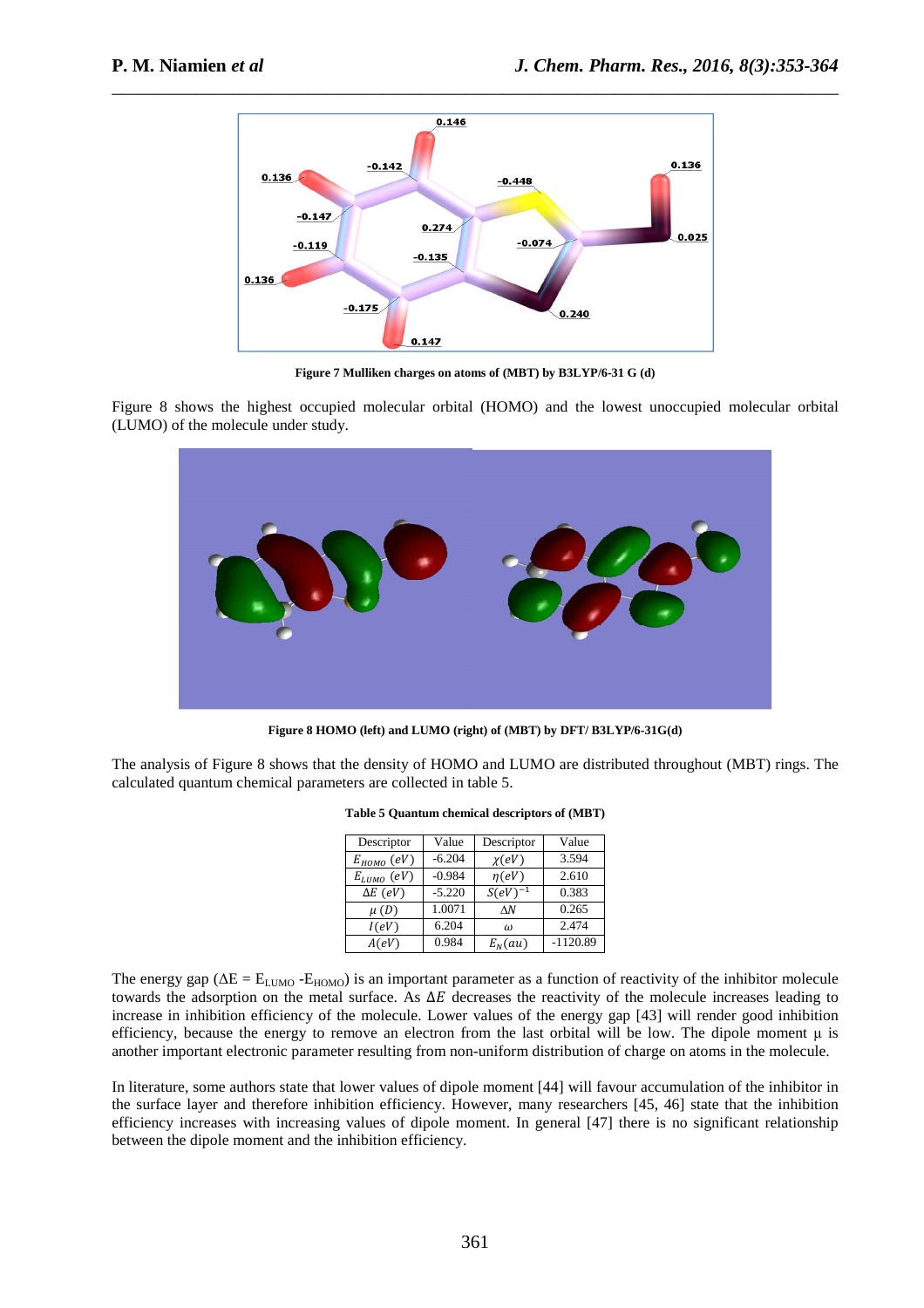Figure 7 Mulliken charges on atoms of (MBT) by B3LYP/6-31 G (d)

Figure 8 shows the highest occupied molecular orbital (HOMO) and the lowest unoccupied molecular orbital (LUMO) of the molecule under study.

Figure 8 HOMO (left) and LUMO (right) of (MBT) by DFT/ B3LYP/6-31G(d)

The analysis of Figure 8 shows that the density of HOMO and LUMO are distributed throughout (MBT) rings. The calculated quantum chemical parameters are collected in table 5.

**Table 5 Quantum chemical descriptors of (MBT)**

| Descriptor | Value | Descriptor | Value |
|---|---|---|---|
| $E_{HOMO}$ $(eV)$ | -6.204 | $\chi(eV)$ | 3.594 |
| $E_{LUMO}$ $(eV)$ | -0.984 | $\eta(eV)$ | 2.610 |
| $\Delta E$ $(eV)$ | -5.220 | $S(eV)^{-1}$ | 0.383 |
| $\mu$ $(D)$ | 1.0071 | $\Delta N$ | 0.265 |
| $I(eV)$ | 6.204 | $\omega$ | 2.474 |
| $A(eV)$ | 0.984 | $E_N(au)$ | -1120.89 |

The energy gap ($\Delta E = E_{LUMO} - E_{HOMO}$) is an important parameter as a function of reactivity of the inhibitor molecule towards the adsorption on the metal surface. As $\Delta E$ decreases the reactivity of the molecule increases leading to increase in inhibition efficiency of the molecule. Lower values of the energy gap [43] will render good inhibition efficiency, because the energy to remove an electron from the last orbital will be low. The dipole moment $\mu$ is another important electronic parameter resulting from non-uniform distribution of charge on atoms in the molecule.

In literature, some authors state that lower values of dipole moment [44] will favour accumulation of the inhibitor in the surface layer and therefore inhibition efficiency. However, many researchers [45, 46] state that the inhibition efficiency increases with increasing values of dipole moment. In general [47] there is no significant relationship between the dipole moment and the inhibition efficiency.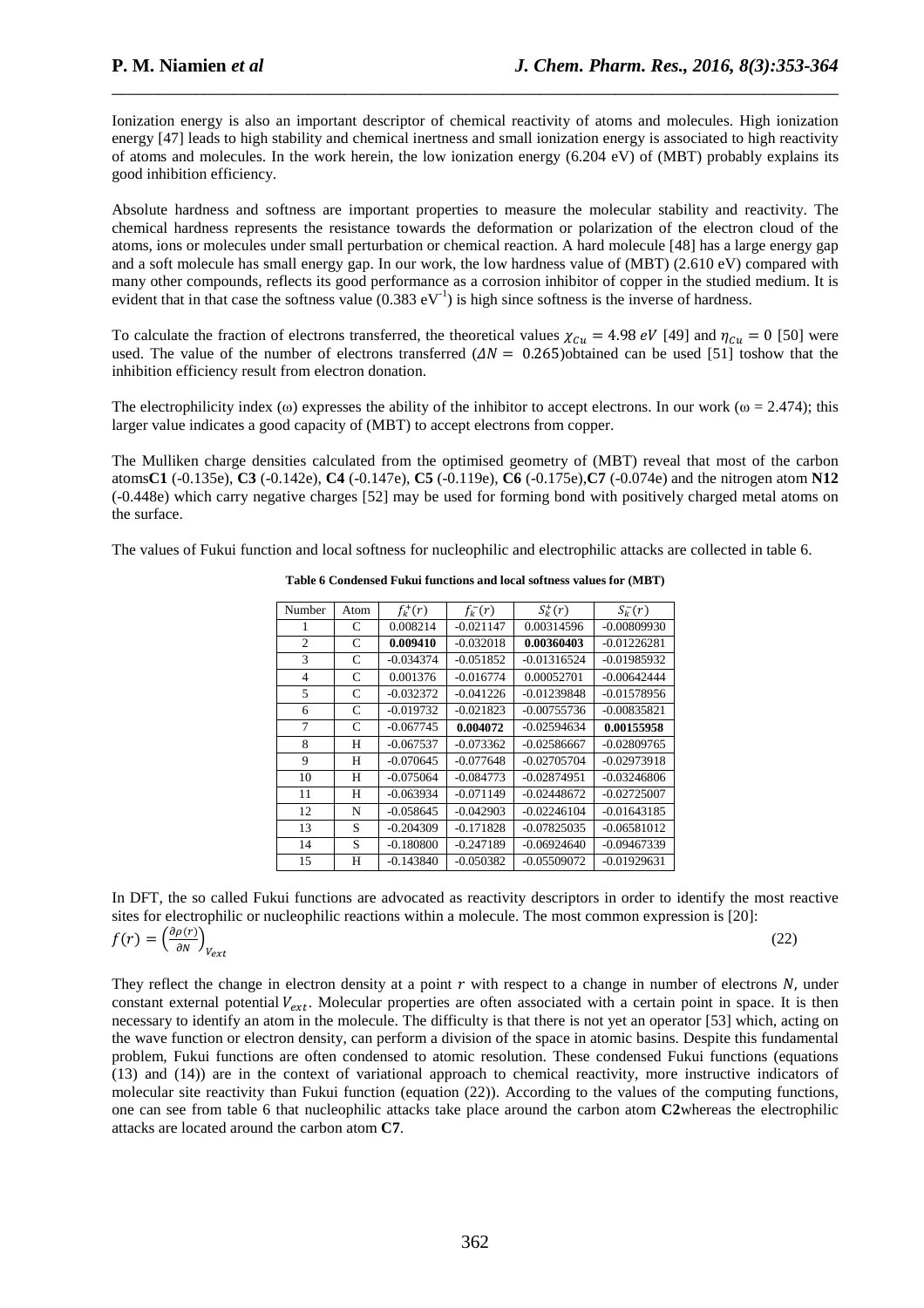Ionization energy is also an important descriptor of chemical reactivity of atoms and molecules. High ionization energy [47] leads to high stability and chemical inertness and small ionization energy is associated to high reactivity of atoms and molecules. In the work herein, the low ionization energy (6.204 eV) of (MBT) probably explains its good inhibition efficiency.

Absolute hardness and softness are important properties to measure the molecular stability and reactivity. The chemical hardness represents the resistance towards the deformation or polarization of the electron cloud of the atoms, ions or molecules under small perturbation or chemical reaction. A hard molecule [48] has a large energy gap and a soft molecule has small energy gap. In our work, the low hardness value of (MBT) (2.610 eV) compared with many other compounds, reflects its good performance as a corrosion inhibitor of copper in the studied medium. It is evident that in that case the softness value (0.383 $eV^{-1}$) is high since softness is the inverse of hardness.

To calculate the fraction of electrons transferred, the theoretical values $\chi_{Cu} = 4.98\ eV$ [49] and $\eta_{Cu} = 0$ [50] were used. The value of the number of electrons transferred ($\Delta N = 0.265$)obtained can be used [51] toshow that the inhibition efficiency result from electron donation.

The electrophilicity index (ω) expresses the ability of the inhibitor to accept electrons. In our work (ω = 2.474); this larger value indicates a good capacity of (MBT) to accept electrons from copper.

The Mulliken charge densities calculated from the optimised geometry of (MBT) reveal that most of the carbon atoms**C1** (-0.135e), **C3** (-0.142e), **C4** (-0.147e), **C5** (-0.119e), **C6** (-0.175e),**C7** (-0.074e) and the nitrogen atom **N12** (-0.448e) which carry negative charges [52] may be used for forming bond with positively charged metal atoms on the surface.

The values of Fukui function and local softness for nucleophilic and electrophilic attacks are collected in table 6.

**Table 6 Condensed Fukui functions and local softness values for (MBT)**

| Number | Atom | $f_k^+(r)$ | $f_k^-(r)$ | $S_k^+(r)$ | $S_k^-(r)$ |
|---|---|---|---|---|---|
| 1 | C | 0.008214 | -0.021147 | 0.00314596 | -0.00809930 |
| 2 | C | **0.009410** | -0.032018 | **0.00360403** | -0.01226281 |
| 3 | C | -0.034374 | -0.051852 | -0.01316524 | -0.01985932 |
| 4 | C | 0.001376 | -0.016774 | 0.00052701 | -0.00642444 |
| 5 | C | -0.032372 | -0.041226 | -0.01239848 | -0.01578956 |
| 6 | C | -0.019732 | -0.021823 | -0.00755736 | -0.00835821 |
| 7 | C | -0.067745 | **0.004072** | -0.02594634 | **0.00155958** |
| 8 | H | -0.067537 | -0.073362 | -0.02586667 | -0.02809765 |
| 9 | H | -0.070645 | -0.077648 | -0.02705704 | -0.02973918 |
| 10 | H | -0.075064 | -0.084773 | -0.02874951 | -0.03246806 |
| 11 | H | -0.063934 | -0.071149 | -0.02448672 | -0.02725007 |
| 12 | N | -0.058645 | -0.042903 | -0.02246104 | -0.01643185 |
| 13 | S | -0.204309 | -0.171828 | -0.07825035 | -0.06581012 |
| 14 | S | -0.180800 | -0.247189 | -0.06924640 | -0.09467339 |
| 15 | H | -0.143840 | -0.050382 | -0.05509072 | -0.01929631 |

In DFT, the so called Fukui functions are advocated as reactivity descriptors in order to identify the most reactive sites for electrophilic or nucleophilic reactions within a molecule. The most common expression is [20]:

$$f(r) = \left(\frac{\partial \rho(r)}{\partial N}\right)_{V_{ext}} \qquad (22)$$

They reflect the change in electron density at a point $r$ with respect to a change in number of electrons $N$, under constant external potential $V_{ext}$. Molecular properties are often associated with a certain point in space. It is then necessary to identify an atom in the molecule. The difficulty is that there is not yet an operator [53] which, acting on the wave function or electron density, can perform a division of the space in atomic basins. Despite this fundamental problem, Fukui functions are often condensed to atomic resolution. These condensed Fukui functions (equations (13) and (14)) are in the context of variational approach to chemical reactivity, more instructive indicators of molecular site reactivity than Fukui function (equation (22)). According to the values of the computing functions, one can see from table 6 that nucleophilic attacks take place around the carbon atom **C2**whereas the electrophilic attacks are located around the carbon atom **C7**.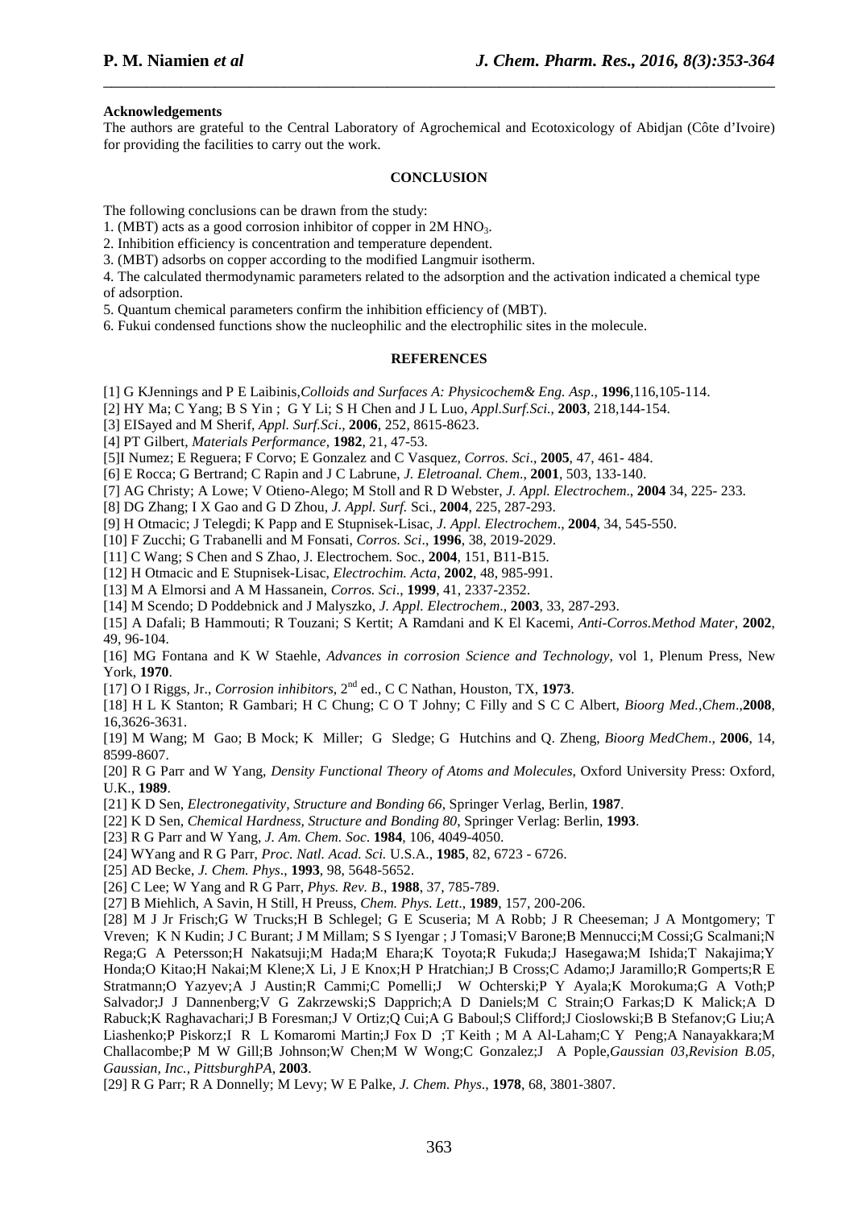## Acknowledgements

The authors are grateful to the Central Laboratory of Agrochemical and Ecotoxicology of Abidjan (Côte d'Ivoire) for providing the facilities to carry out the work.

## CONCLUSION

The following conclusions can be drawn from the study:

1. (MBT) acts as a good corrosion inhibitor of copper in 2M $HNO_3$.
2. Inhibition efficiency is concentration and temperature dependent.
3. (MBT) adsorbs on copper according to the modified Langmuir isotherm.
4. The calculated thermodynamic parameters related to the adsorption and the activation indicated a chemical type of adsorption.
5. Quantum chemical parameters confirm the inhibition efficiency of (MBT).
6. Fukui condensed functions show the nucleophilic and the electrophilic sites in the molecule.

## REFERENCES

[1] G KJennings and P E Laibinis,*Colloids and Surfaces A: Physicochem& Eng. Asp*., **1996**,116,105-114.

[2] HY Ma; C Yang; B S Yin ; G Y Li; S H Chen and J L Luo, *Appl.Surf.Sci*., **2003**, 218,144-154.

[3] ElSayed and M Sherif, *Appl. Surf.Sci*., **2006**, 252, 8615-8623.

[4] PT Gilbert, *Materials Performance*, **1982**, 21, 47-53.

[5]I Numez; E Reguera; F Corvo; E Gonzalez and C Vasquez, *Corros. Sci*., **2005**, 47, 461- 484.

[6] E Rocca; G Bertrand; C Rapin and J C Labrune, *J. Eletroanal. Chem*., **2001**, 503, 133-140.

[7] AG Christy; A Lowe; V Otieno-Alego; M Stoll and R D Webster, *J. Appl. Electrochem*., **2004** 34, 225- 233.

[8] DG Zhang; I X Gao and G D Zhou, *J. Appl. Surf.* Sci., **2004**, 225, 287-293.

[9] H Otmacic; J Telegdi; K Papp and E Stupnisek-Lisac, *J. Appl. Electrochem*., **2004**, 34, 545-550.

[10] F Zucchi; G Trabanelli and M Fonsati, *Corros. Sci*., **1996**, 38, 2019-2029.

[11] C Wang; S Chen and S Zhao, J. Electrochem. Soc., **2004**, 151, B11-B15.

[12] H Otmacic and E Stupnisek-Lisac, *Electrochim. Acta*, **2002**, 48, 985-991.

[13] M A Elmorsi and A M Hassanein, *Corros. Sci*., **1999**, 41, 2337-2352.

[14] M Scendo; D Poddebnick and J Malyszko, *J. Appl. Electrochem*., **2003**, 33, 287-293.

[15] A Dafali; B Hammouti; R Touzani; S Kertit; A Ramdani and K El Kacemi, *Anti-Corros.Method Mater*, **2002**, 49, 96-104.

[16] MG Fontana and K W Staehle, *Advances in corrosion Science and Technology*, vol 1, Plenum Press, New York, **1970**.

[17] O I Riggs, Jr., *Corrosion inhibitors*, 2nd ed., C C Nathan, Houston, TX, **1973**.

[18] H L K Stanton; R Gambari; H C Chung; C O T Johny; C Filly and S C C Albert, *Bioorg Med.,Chem*.,**2008**, 16,3626-3631.

[19] M Wang; M Gao; B Mock; K Miller; G Sledge; G Hutchins and Q. Zheng, *Bioorg MedChem*., **2006**, 14, 8599-8607.

[20] R G Parr and W Yang, *Density Functional Theory of Atoms and Molecules*, Oxford University Press: Oxford, U.K., **1989**.

[21] K D Sen, *Electronegativity, Structure and Bonding 66*, Springer Verlag, Berlin, **1987**.

[22] K D Sen, *Chemical Hardness, Structure and Bonding 80*, Springer Verlag: Berlin, **1993**.

[23] R G Parr and W Yang, *J. Am. Chem. Soc*. **1984**, 106, 4049-4050.

[24] WYang and R G Parr, *Proc. Natl. Acad. Sci.* U.S.A., **1985**, 82, 6723 - 6726.

[25] AD Becke, *J. Chem. Phys*., **1993**, 98, 5648-5652.

[26] C Lee; W Yang and R G Parr, *Phys. Rev. B*., **1988**, 37, 785-789.

[27] B Miehlich, A Savin, H Still, H Preuss, *Chem. Phys. Lett*., **1989**, 157, 200-206.

[28] M J Jr Frisch;G W Trucks;H B Schlegel; G E Scuseria; M A Robb; J R Cheeseman; J A Montgomery; T Vreven; K N Kudin; J C Burant; J M Millam; S S Iyengar ; J Tomasi;V Barone;B Mennucci;M Cossi;G Scalmani;N Rega;G A Petersson;H Nakatsuji;M Hada;M Ehara;K Toyota;R Fukuda;J Hasegawa;M Ishida;T Nakajima;Y Honda;O Kitao;H Nakai;M Klene;X Li, J E Knox;H P Hratchian;J B Cross;C Adamo;J Jaramillo;R Gomperts;R E Stratmann;O Yazyev;A J Austin;R Cammi;C Pomelli;J W Ochterski;P Y Ayala;K Morokuma;G A Voth;P Salvador;J J Dannenberg;V G Zakrzewski;S Dapprich;A D Daniels;M C Strain;O Farkas;D K Malick;A D Rabuck;K Raghavachari;J B Foresman;J V Ortiz;Q Cui;A G Baboul;S Clifford;J Cioslowski;B B Stefanov;G Liu;A Liashenko;P Piskorz;I R L Komaromi Martin;J Fox D ;T Keith ; M A Al-Laham;C Y Peng;A Nanayakkara;M Challacombe;P M W Gill;B Johnson;W Chen;M W Wong;C Gonzalez;J A Pople,*Gaussian 03,Revision B.05, Gaussian, Inc., PittsburghPA*, **2003**.

[29] R G Parr; R A Donnelly; M Levy; W E Palke, *J. Chem. Phys*., **1978**, 68, 3801-3807.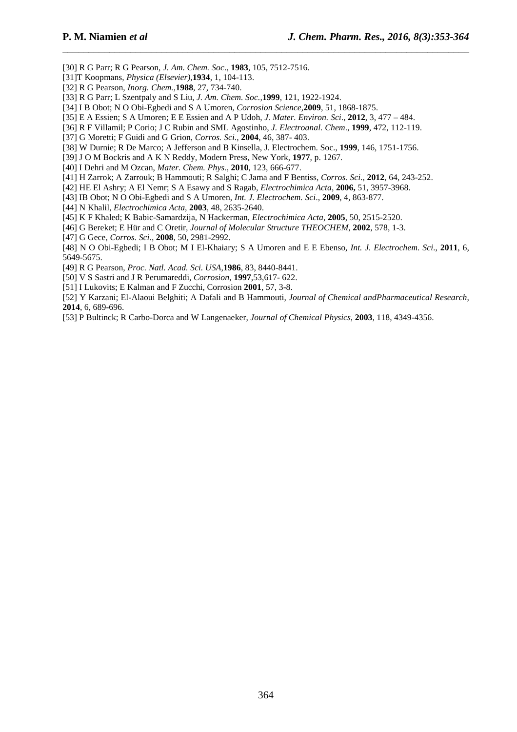[30] R G Parr; R G Pearson, *J. Am. Chem. Soc*., **1983**, 105, 7512-7516.

[31]T Koopmans, *Physica (Elsevier)*,**1934**, 1, 104-113.

[32] R G Pearson, *Inorg. Chem.*,**1988**, 27, 734-740.

[33] R G Parr; L Szentpaly and S Liu, *J. Am. Chem. Soc.*,**1999**, 121, 1922-1924.

[34] I B Obot; N O Obi-Egbedi and S A Umoren, *Corrosion Science*,**2009**, 51, 1868-1875.

[35] E A Essien; S A Umoren; E E Essien and A P Udoh, *J. Mater. Environ. Sci*., **2012**, 3, 477 – 484.

[36] R F Villamil; P Corio; J C Rubin and SML Agostinho, *J. Electroanal. Chem*., **1999**, 472, 112-119.

[37] G Moretti; F Guidi and G Grion, *Corros. Sci.*, **2004**, 46, 387- 403.

[38] W Durnie; R De Marco; A Jefferson and B Kinsella, J. Electrochem. Soc., **1999**, 146, 1751-1756.

[39] J O M Bockris and A K N Reddy, Modern Press, New York, **1977**, p. 1267.

[40] I Dehri and M Ozcan, *Mater. Chem. Phys.*, **2010**, 123, 666-677.

[41] H Zarrok; A Zarrouk; B Hammouti; R Salghi; C Jama and F Bentiss, *Corros. Sci*., **2012**, 64, 243-252.

[42] HE El Ashry; A El Nemr; S A Esawy and S Ragab, *Electrochimica Acta*, **2006,** 51, 3957-3968.

[43] IB Obot; N O Obi-Egbedi and S A Umoren, *Int. J. Electrochem. Sci*., **2009**, 4, 863-877.

[44] N Khalil, *Electrochimica Acta*, **2003**, 48, 2635-2640.

[45] K F Khaled; K Babic-Samardzija, N Hackerman, *Electrochimica Acta*, **2005**, 50, 2515-2520.

[46] G Bereket; E Hür and C Oretir, *Journal of Molecular Structure THEOCHEM*, **2002**, 578, 1-3.

[47] G Gece, *Corros. Sci*., **2008**, 50, 2981-2992.

[48] N O Obi-Egbedi; I B Obot; M I El-Khaiary; S A Umoren and E E Ebenso, *Int. J. Electrochem. Sci*., **2011**, 6, 5649-5675.

[49] R G Pearson, *Proc. Natl. Acad. Sci. USA*,**1986**, 83, 8440-8441.

[50] V S Sastri and J R Perumareddi, *Corrosion*, **1997**,53,617- 622.

[51] I Lukovits; E Kalman and F Zucchi, Corrosion **2001**, 57, 3-8.

[52] Y Karzani; El-Alaoui Belghiti; A Dafali and B Hammouti, *Journal of Chemical andPharmaceutical Research*, **2014**, 6, 689-696.

[53] P Bultinck; R Carbo-Dorca and W Langenaeker, *Journal of Chemical Physics*, **2003**, 118, 4349-4356.